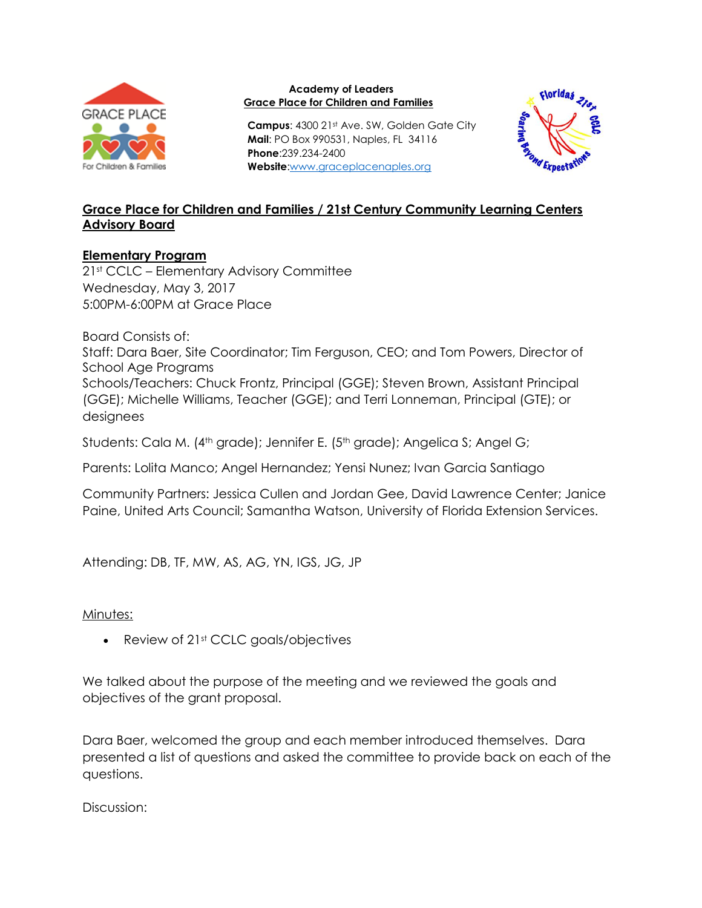**Academy of Leaders**
**Grace Place for Children and Families**

**Campus**: 4300 21st Ave. SW, Golden Gate City
**Mail**: PO Box 990531, Naples, FL 34116
**Phone**:239.234-2400
**Website**:www.graceplacenaples.org

## Grace Place for Children and Families / 21st Century Community Learning Centers Advisory Board

### Elementary Program

21st CCLC – Elementary Advisory Committee
Wednesday, May 3, 2017
5:00PM-6:00PM at Grace Place

Board Consists of:
Staff: Dara Baer, Site Coordinator; Tim Ferguson, CEO; and Tom Powers, Director of School Age Programs
Schools/Teachers: Chuck Frontz, Principal (GGE); Steven Brown, Assistant Principal (GGE); Michelle Williams, Teacher (GGE); and Terri Lonneman, Principal (GTE); or designees

Students: Cala M. (4th grade); Jennifer E. (5th grade); Angelica S; Angel G;

Parents: Lolita Manco; Angel Hernandez; Yensi Nunez; Ivan Garcia Santiago

Community Partners: Jessica Cullen and Jordan Gee, David Lawrence Center; Janice Paine, United Arts Council; Samantha Watson, University of Florida Extension Services.

Attending: DB, TF, MW, AS, AG, YN, IGS, JG, JP

Minutes:

- Review of 21st CCLC goals/objectives

We talked about the purpose of the meeting and we reviewed the goals and objectives of the grant proposal.

Dara Baer, welcomed the group and each member introduced themselves. Dara presented a list of questions and asked the committee to provide back on each of the questions.

Discussion: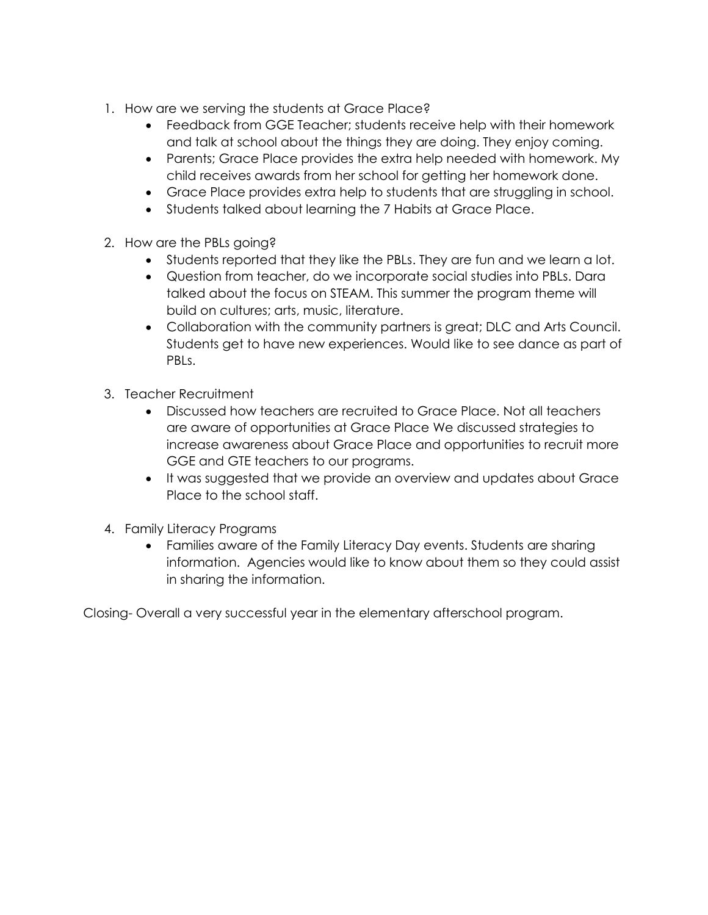1. How are we serving the students at Grace Place?
   - Feedback from GGE Teacher; students receive help with their homework and talk at school about the things they are doing. They enjoy coming.
   - Parents; Grace Place provides the extra help needed with homework. My child receives awards from her school for getting her homework done.
   - Grace Place provides extra help to students that are struggling in school.
   - Students talked about learning the 7 Habits at Grace Place.

2. How are the PBLs going?
   - Students reported that they like the PBLs. They are fun and we learn a lot.
   - Question from teacher, do we incorporate social studies into PBLs. Dara talked about the focus on STEAM. This summer the program theme will build on cultures; arts, music, literature.
   - Collaboration with the community partners is great; DLC and Arts Council. Students get to have new experiences. Would like to see dance as part of PBLs.

3. Teacher Recruitment
   - Discussed how teachers are recruited to Grace Place. Not all teachers are aware of opportunities at Grace Place We discussed strategies to increase awareness about Grace Place and opportunities to recruit more GGE and GTE teachers to our programs.
   - It was suggested that we provide an overview and updates about Grace Place to the school staff.

4. Family Literacy Programs
   - Families aware of the Family Literacy Day events. Students are sharing information. Agencies would like to know about them so they could assist in sharing the information.

Closing- Overall a very successful year in the elementary afterschool program.